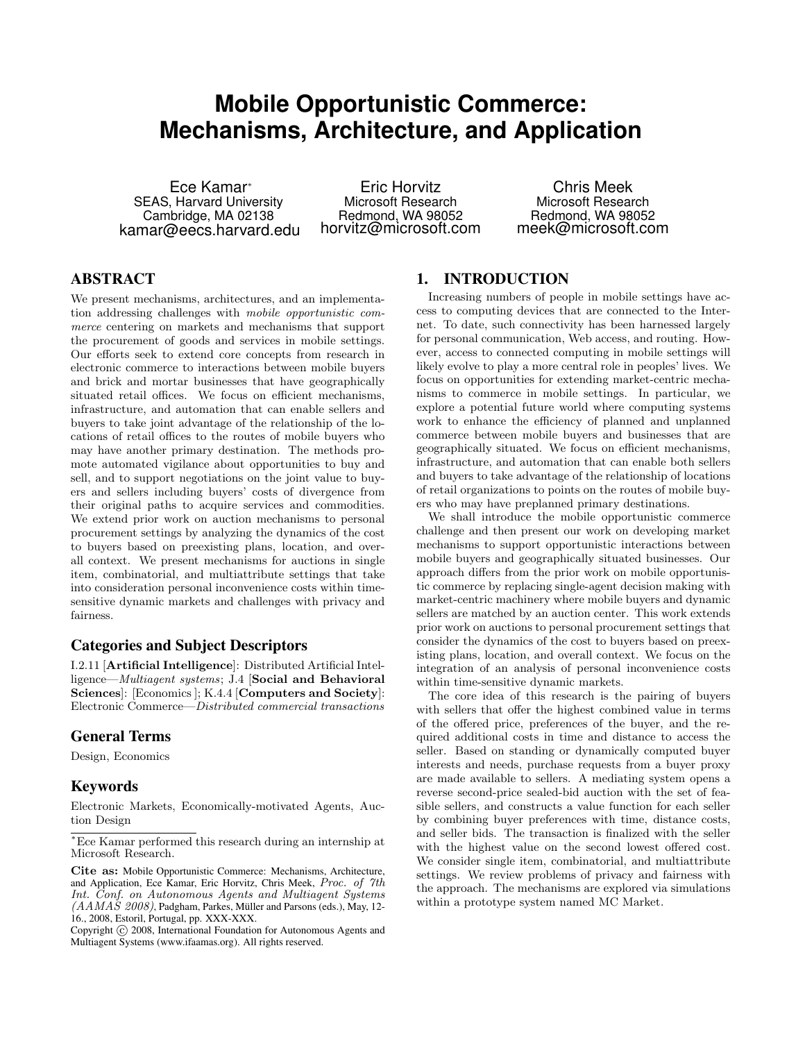# Mobile Opportunistic Commerce: Mechanisms, Architecture, and Application

Ece Kamar[*]
SEAS, Harvard University
Cambridge, MA 02138
kamar@eecs.harvard.edu

Eric Horvitz
Microsoft Research
Redmond, WA 98052
horvitz@microsoft.com

Chris Meek
Microsoft Research
Redmond, WA 98052
meek@microsoft.com

## ABSTRACT

We present mechanisms, architectures, and an implementation addressing challenges with *mobile opportunistic commerce* centering on markets and mechanisms that support the procurement of goods and services in mobile settings. Our efforts seek to extend core concepts from research in electronic commerce to interactions between mobile buyers and brick and mortar businesses that have geographically situated retail offices. We focus on efficient mechanisms, infrastructure, and automation that can enable sellers and buyers to take joint advantage of the relationship of the locations of retail offices to the routes of mobile buyers who may have another primary destination. The methods promote automated vigilance about opportunities to buy and sell, and to support negotiations on the joint value to buyers and sellers including buyers' costs of divergence from their original paths to acquire services and commodities. We extend prior work on auction mechanisms to personal procurement settings by analyzing the dynamics of the cost to buyers based on preexisting plans, location, and overall context. We present mechanisms for auctions in single item, combinatorial, and multiattribute settings that take into consideration personal inconvenience costs within time-sensitive dynamic markets and challenges with privacy and fairness.

### Categories and Subject Descriptors

I.2.11 [**Artificial Intelligence**]: Distributed Artificial Intelligence—*Multiagent systems*; J.4 [**Social and Behavioral Sciences**]: [Economics ]; K.4.4 [**Computers and Society**]: Electronic Commerce—*Distributed commercial transactions*

### General Terms

Design, Economics

### Keywords

Electronic Markets, Economically-motivated Agents, Auction Design

[*]Ece Kamar performed this research during an internship at Microsoft Research.

**Cite as:** Mobile Opportunistic Commerce: Mechanisms, Architecture, and Application, Ece Kamar, Eric Horvitz, Chris Meek, *Proc. of 7th Int. Conf. on Autonomous Agents and Multiagent Systems (AAMAS 2008)*, Padgham, Parkes, Müller and Parsons (eds.), May, 12-16., 2008, Estoril, Portugal, pp. XXX-XXX.

Copyright © 2008, International Foundation for Autonomous Agents and Multiagent Systems (www.ifaamas.org). All rights reserved.

## 1. INTRODUCTION

Increasing numbers of people in mobile settings have access to computing devices that are connected to the Internet. To date, such connectivity has been harnessed largely for personal communication, Web access, and routing. However, access to connected computing in mobile settings will likely evolve to play a more central role in peoples' lives. We focus on opportunities for extending market-centric mechanisms to commerce in mobile settings. In particular, we explore a potential future world where computing systems work to enhance the efficiency of planned and unplanned commerce between mobile buyers and businesses that are geographically situated. We focus on efficient mechanisms, infrastructure, and automation that can enable both sellers and buyers to take advantage of the relationship of locations of retail organizations to points on the routes of mobile buyers who may have preplanned primary destinations.

We shall introduce the mobile opportunistic commerce challenge and then present our work on developing market mechanisms to support opportunistic interactions between mobile buyers and geographically situated businesses. Our approach differs from the prior work on mobile opportunistic commerce by replacing single-agent decision making with market-centric machinery where mobile buyers and dynamic sellers are matched by an auction center. This work extends prior work on auctions to personal procurement settings that consider the dynamics of the cost to buyers based on preexisting plans, location, and overall context. We focus on the integration of an analysis of personal inconvenience costs within time-sensitive dynamic markets.

The core idea of this research is the pairing of buyers with sellers that offer the highest combined value in terms of the offered price, preferences of the buyer, and the required additional costs in time and distance to access the seller. Based on standing or dynamically computed buyer interests and needs, purchase requests from a buyer proxy are made available to sellers. A mediating system opens a reverse second-price sealed-bid auction with the set of feasible sellers, and constructs a value function for each seller by combining buyer preferences with time, distance costs, and seller bids. The transaction is finalized with the seller with the highest value on the second lowest offered cost. We consider single item, combinatorial, and multiattribute settings. We review problems of privacy and fairness with the approach. The mechanisms are explored via simulations within a prototype system named MC Market.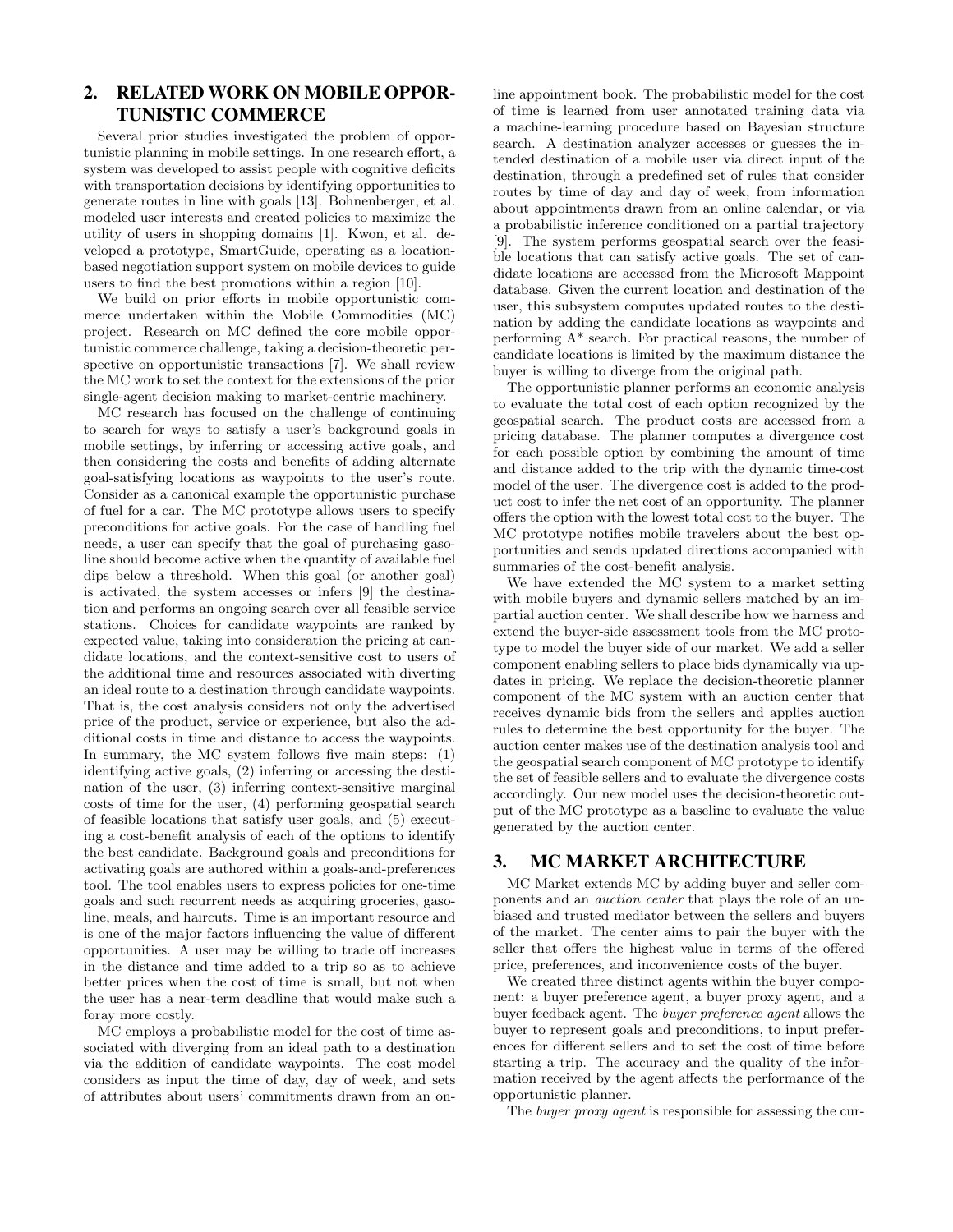## 2. RELATED WORK ON MOBILE OPPORTUNISTIC COMMERCE

Several prior studies investigated the problem of opportunistic planning in mobile settings. In one research effort, a system was developed to assist people with cognitive deficits with transportation decisions by identifying opportunities to generate routes in line with goals [13]. Bohnenberger, et al. modeled user interests and created policies to maximize the utility of users in shopping domains [1]. Kwon, et al. developed a prototype, SmartGuide, operating as a location-based negotiation support system on mobile devices to guide users to find the best promotions within a region [10].

We build on prior efforts in mobile opportunistic commerce undertaken within the Mobile Commodities (MC) project. Research on MC defined the core mobile opportunistic commerce challenge, taking a decision-theoretic perspective on opportunistic transactions [7]. We shall review the MC work to set the context for the extensions of the prior single-agent decision making to market-centric machinery.

MC research has focused on the challenge of continuing to search for ways to satisfy a user's background goals in mobile settings, by inferring or accessing active goals, and then considering the costs and benefits of adding alternate goal-satisfying locations as waypoints to the user's route. Consider as a canonical example the opportunistic purchase of fuel for a car. The MC prototype allows users to specify preconditions for active goals. For the case of handling fuel needs, a user can specify that the goal of purchasing gasoline should become active when the quantity of available fuel dips below a threshold. When this goal (or another goal) is activated, the system accesses or infers [9] the destination and performs an ongoing search over all feasible service stations. Choices for candidate waypoints are ranked by expected value, taking into consideration the pricing at candidate locations, and the context-sensitive cost to users of the additional time and resources associated with diverting an ideal route to a destination through candidate waypoints. That is, the cost analysis considers not only the advertised price of the product, service or experience, but also the additional costs in time and distance to access the waypoints. In summary, the MC system follows five main steps: (1) identifying active goals, (2) inferring or accessing the destination of the user, (3) inferring context-sensitive marginal costs of time for the user, (4) performing geospatial search of feasible locations that satisfy user goals, and (5) executing a cost-benefit analysis of each of the options to identify the best candidate. Background goals and preconditions for activating goals are authored within a goals-and-preferences tool. The tool enables users to express policies for one-time goals and such recurrent needs as acquiring groceries, gasoline, meals, and haircuts. Time is an important resource and is one of the major factors influencing the value of different opportunities. A user may be willing to trade off increases in the distance and time added to a trip so as to achieve better prices when the cost of time is small, but not when the user has a near-term deadline that would make such a foray more costly.

MC employs a probabilistic model for the cost of time associated with diverging from an ideal path to a destination via the addition of candidate waypoints. The cost model considers as input the time of day, day of week, and sets of attributes about users' commitments drawn from an online appointment book. The probabilistic model for the cost of time is learned from user annotated training data via a machine-learning procedure based on Bayesian structure search. A destination analyzer accesses or guesses the intended destination of a mobile user via direct input of the destination, through a predefined set of rules that consider routes by time of day and day of week, from information about appointments drawn from an online calendar, or via a probabilistic inference conditioned on a partial trajectory [9]. The system performs geospatial search over the feasible locations that can satisfy active goals. The set of candidate locations are accessed from the Microsoft Mappoint database. Given the current location and destination of the user, this subsystem computes updated routes to the destination by adding the candidate locations as waypoints and performing A* search. For practical reasons, the number of candidate locations is limited by the maximum distance the buyer is willing to diverge from the original path.

The opportunistic planner performs an economic analysis to evaluate the total cost of each option recognized by the geospatial search. The product costs are accessed from a pricing database. The planner computes a divergence cost for each possible option by combining the amount of time and distance added to the trip with the dynamic time-cost model of the user. The divergence cost is added to the product cost to infer the net cost of an opportunity. The planner offers the option with the lowest total cost to the buyer. The MC prototype notifies mobile travelers about the best opportunities and sends updated directions accompanied with summaries of the cost-benefit analysis.

We have extended the MC system to a market setting with mobile buyers and dynamic sellers matched by an impartial auction center. We shall describe how we harness and extend the buyer-side assessment tools from the MC prototype to model the buyer side of our market. We add a seller component enabling sellers to place bids dynamically via updates in pricing. We replace the decision-theoretic planner component of the MC system with an auction center that receives dynamic bids from the sellers and applies auction rules to determine the best opportunity for the buyer. The auction center makes use of the destination analysis tool and the geospatial search component of MC prototype to identify the set of feasible sellers and to evaluate the divergence costs accordingly. Our new model uses the decision-theoretic output of the MC prototype as a baseline to evaluate the value generated by the auction center.

## 3. MC MARKET ARCHITECTURE

MC Market extends MC by adding buyer and seller components and an *auction center* that plays the role of an unbiased and trusted mediator between the sellers and buyers of the market. The center aims to pair the buyer with the seller that offers the highest value in terms of the offered price, preferences, and inconvenience costs of the buyer.

We created three distinct agents within the buyer component: a buyer preference agent, a buyer proxy agent, and a buyer feedback agent. The *buyer preference agent* allows the buyer to represent goals and preconditions, to input preferences for different sellers and to set the cost of time before starting a trip. The accuracy and the quality of the information received by the agent affects the performance of the opportunistic planner.

The *buyer proxy agent* is responsible for assessing the cur-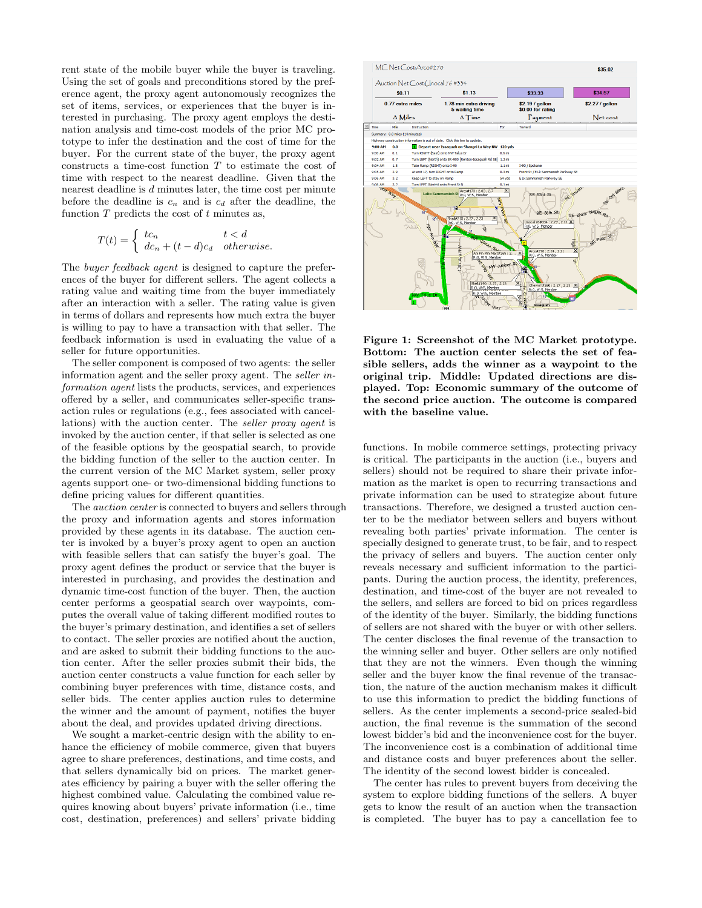rent state of the mobile buyer while the buyer is traveling. Using the set of goals and preconditions stored by the preference agent, the proxy agent autonomously recognizes the set of items, services, or experiences that the buyer is interested in purchasing. The proxy agent employs the destination analysis and time-cost models of the prior MC prototype to infer the destination and the cost of time for the buyer. For the current state of the buyer, the proxy agent constructs a time-cost function $T$ to estimate the cost of time with respect to the nearest deadline. Given that the nearest deadline is $d$ minutes later, the time cost per minute before the deadline is $c_n$ and is $c_d$ after the deadline, the function $T$ predicts the cost of $t$ minutes as,

$$T(t) = \begin{cases} tc_n & t < d \\ dc_n + (t - d)c_d & \textit{otherwise.} \end{cases}$$

The *buyer feedback agent* is designed to capture the preferences of the buyer for different sellers. The agent collects a rating value and waiting time from the buyer immediately after an interaction with a seller. The rating value is given in terms of dollars and represents how much extra the buyer is willing to pay to have a transaction with that seller. The feedback information is used in evaluating the value of a seller for future opportunities.

The seller component is composed of two agents: the seller information agent and the seller proxy agent. The *seller information agent* lists the products, services, and experiences offered by a seller, and communicates seller-specific transaction rules or regulations (e.g., fees associated with cancellations) with the auction center. The *seller proxy agent* is invoked by the auction center, if that seller is selected as one of the feasible options by the geospatial search, to provide the bidding function of the seller to the auction center. In the current version of the MC Market system, seller proxy agents support one- or two-dimensional bidding functions to define pricing values for different quantities.

The *auction center* is connected to buyers and sellers through the proxy and information agents and stores information provided by these agents in its database. The auction center is invoked by a buyer's proxy agent to open an auction with feasible sellers that can satisfy the buyer's goal. The proxy agent defines the product or service that the buyer is interested in purchasing, and provides the destination and dynamic time-cost function of the buyer. Then, the auction center performs a geospatial search over waypoints, computes the overall value of taking different modified routes to the buyer's primary destination, and identifies a set of sellers to contact. The seller proxies are notified about the auction, and are asked to submit their bidding functions to the auction center. After the seller proxies submit their bids, the auction center constructs a value function for each seller by combining buyer preferences with time, distance costs, and seller bids. The center applies auction rules to determine the winner and the amount of payment, notifies the buyer about the deal, and provides updated driving directions.

We sought a market-centric design with the ability to enhance the efficiency of mobile commerce, given that buyers agree to share preferences, destinations, and time costs, and that sellers dynamically bid on prices. The market generates efficiency by pairing a buyer with the seller offering the highest combined value. Calculating the combined value requires knowing about buyers' private information (i.e., time cost, destination, preferences) and sellers' private bidding

**Figure 1: Screenshot of the MC Market prototype. Bottom: The auction center selects the set of feasible sellers, adds the winner as a waypoint to the original trip. Middle: Updated directions are displayed. Top: Economic summary of the outcome of the second price auction. The outcome is compared with the baseline value.**

functions. In mobile commerce settings, protecting privacy is critical. The participants in the auction (i.e., buyers and sellers) should not be required to share their private information as the market is open to recurring transactions and private information can be used to strategize about future transactions. Therefore, we designed a trusted auction center to be the mediator between sellers and buyers without revealing both parties' private information. The center is specially designed to generate trust, to be fair, and to respect the privacy of sellers and buyers. The auction center only reveals necessary and sufficient information to the participants. During the auction process, the identity, preferences, destination, and time-cost of the buyer are not revealed to the sellers, and sellers are forced to bid on prices regardless of the identity of the buyer. Similarly, the bidding functions of sellers are not shared with the buyer or with other sellers. The center discloses the final revenue of the transaction to the winning seller and buyer. Other sellers are only notified that they are not the winners. Even though the winning seller and the buyer know the final revenue of the transaction, the nature of the auction mechanism makes it difficult to use this information to predict the bidding functions of sellers. As the center implements a second-price sealed-bid auction, the final revenue is the summation of the second lowest bidder's bid and the inconvenience cost for the buyer. The inconvenience cost is a combination of additional time and distance costs and buyer preferences about the seller. The identity of the second lowest bidder is concealed.

The center has rules to prevent buyers from deceiving the system to explore bidding functions of the sellers. A buyer gets to know the result of an auction when the transaction is completed. The buyer has to pay a cancellation fee to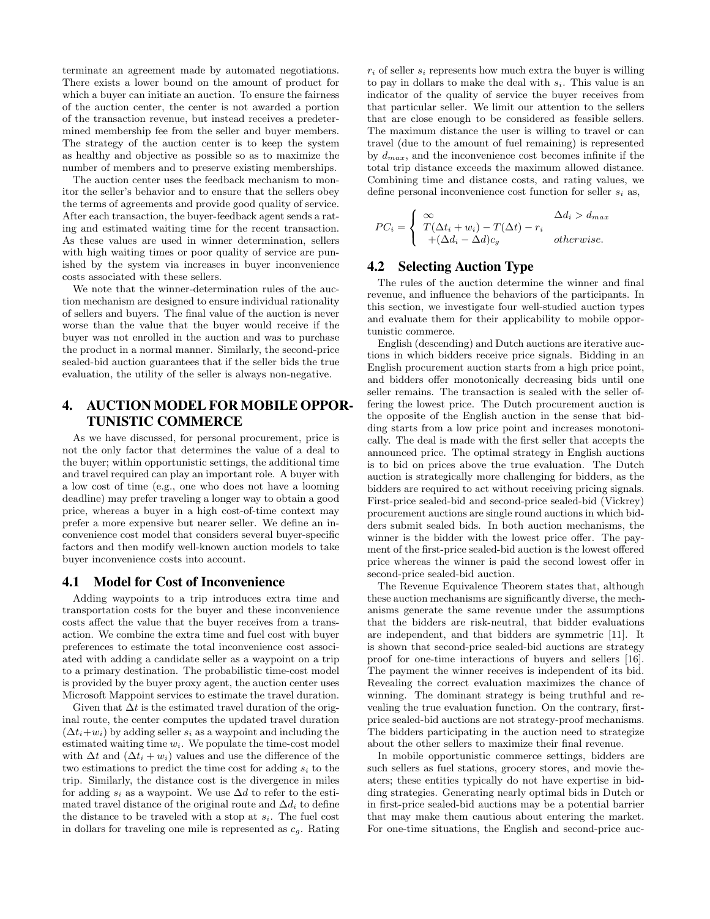terminate an agreement made by automated negotiations. There exists a lower bound on the amount of product for which a buyer can initiate an auction. To ensure the fairness of the auction center, the center is not awarded a portion of the transaction revenue, but instead receives a predetermined membership fee from the seller and buyer members. The strategy of the auction center is to keep the system as healthy and objective as possible so as to maximize the number of members and to preserve existing memberships.

The auction center uses the feedback mechanism to monitor the seller's behavior and to ensure that the sellers obey the terms of agreements and provide good quality of service. After each transaction, the buyer-feedback agent sends a rating and estimated waiting time for the recent transaction. As these values are used in winner determination, sellers with high waiting times or poor quality of service are punished by the system via increases in buyer inconvenience costs associated with these sellers.

We note that the winner-determination rules of the auction mechanism are designed to ensure individual rationality of sellers and buyers. The final value of the auction is never worse than the value that the buyer would receive if the buyer was not enrolled in the auction and was to purchase the product in a normal manner. Similarly, the second-price sealed-bid auction guarantees that if the seller bids the true evaluation, the utility of the seller is always non-negative.

## 4. AUCTION MODEL FOR MOBILE OPPORTUNISTIC COMMERCE

As we have discussed, for personal procurement, price is not the only factor that determines the value of a deal to the buyer; within opportunistic settings, the additional time and travel required can play an important role. A buyer with a low cost of time (e.g., one who does not have a looming deadline) may prefer traveling a longer way to obtain a good price, whereas a buyer in a high cost-of-time context may prefer a more expensive but nearer seller. We define an inconvenience cost model that considers several buyer-specific factors and then modify well-known auction models to take buyer inconvenience costs into account.

### 4.1 Model for Cost of Inconvenience

Adding waypoints to a trip introduces extra time and transportation costs for the buyer and these inconvenience costs affect the value that the buyer receives from a transaction. We combine the extra time and fuel cost with buyer preferences to estimate the total inconvenience cost associated with adding a candidate seller as a waypoint on a trip to a primary destination. The probabilistic time-cost model is provided by the buyer proxy agent, the auction center uses Microsoft Mappoint services to estimate the travel duration.

Given that $\Delta t$ is the estimated travel duration of the original route, the center computes the updated travel duration $(\Delta t_i + w_i)$ by adding seller $s_i$ as a waypoint and including the estimated waiting time $w_i$. We populate the time-cost model with $\Delta t$ and $(\Delta t_i + w_i)$ values and use the difference of the two estimations to predict the time cost for adding $s_i$ to the trip. Similarly, the distance cost is the divergence in miles for adding $s_i$ as a waypoint. We use $\Delta d$ to refer to the estimated travel distance of the original route and $\Delta d_i$ to define the distance to be traveled with a stop at $s_i$. The fuel cost in dollars for traveling one mile is represented as $c_g$. Rating $r_i$ of seller $s_i$ represents how much extra the buyer is willing to pay in dollars to make the deal with $s_i$. This value is an indicator of the quality of service the buyer receives from that particular seller. We limit our attention to the sellers that are close enough to be considered as feasible sellers. The maximum distance the user is willing to travel or can travel (due to the amount of fuel remaining) is represented by $d_{max}$, and the inconvenience cost becomes infinite if the total trip distance exceeds the maximum allowed distance. Combining time and distance costs, and rating values, we define personal inconvenience cost function for seller $s_i$ as,

$$PC_i = \begin{cases} \infty & \Delta d_i > d_{max} \\ T(\Delta t_i + w_i) - T(\Delta t) - r_i \\ \quad +(\Delta d_i - \Delta d)c_g & otherwise. \end{cases}$$

### 4.2 Selecting Auction Type

The rules of the auction determine the winner and final revenue, and influence the behaviors of the participants. In this section, we investigate four well-studied auction types and evaluate them for their applicability to mobile opportunistic commerce.

English (descending) and Dutch auctions are iterative auctions in which bidders receive price signals. Bidding in an English procurement auction starts from a high price point, and bidders offer monotonically decreasing bids until one seller remains. The transaction is sealed with the seller offering the lowest price. The Dutch procurement auction is the opposite of the English auction in the sense that bidding starts from a low price point and increases monotonically. The deal is made with the first seller that accepts the announced price. The optimal strategy in English auctions is to bid on prices above the true evaluation. The Dutch auction is strategically more challenging for bidders, as the bidders are required to act without receiving pricing signals. First-price sealed-bid and second-price sealed-bid (Vickrey) procurement auctions are single round auctions in which bidders submit sealed bids. In both auction mechanisms, the winner is the bidder with the lowest price offer. The payment of the first-price sealed-bid auction is the lowest offered price whereas the winner is paid the second lowest offer in second-price sealed-bid auction.

The Revenue Equivalence Theorem states that, although these auction mechanisms are significantly diverse, the mechanisms generate the same revenue under the assumptions that the bidders are risk-neutral, that bidder evaluations are independent, and that bidders are symmetric [11]. It is shown that second-price sealed-bid auctions are strategy proof for one-time interactions of buyers and sellers [16]. The payment the winner receives is independent of its bid. Revealing the correct evaluation maximizes the chance of winning. The dominant strategy is being truthful and revealing the true evaluation function. On the contrary, first-price sealed-bid auctions are not strategy-proof mechanisms. The bidders participating in the auction need to strategize about the other sellers to maximize their final revenue.

In mobile opportunistic commerce settings, bidders are such sellers as fuel stations, grocery stores, and movie theaters; these entities typically do not have expertise in bidding strategies. Generating nearly optimal bids in Dutch or in first-price sealed-bid auctions may be a potential barrier that may make them cautious about entering the market. For one-time situations, the English and second-price auc-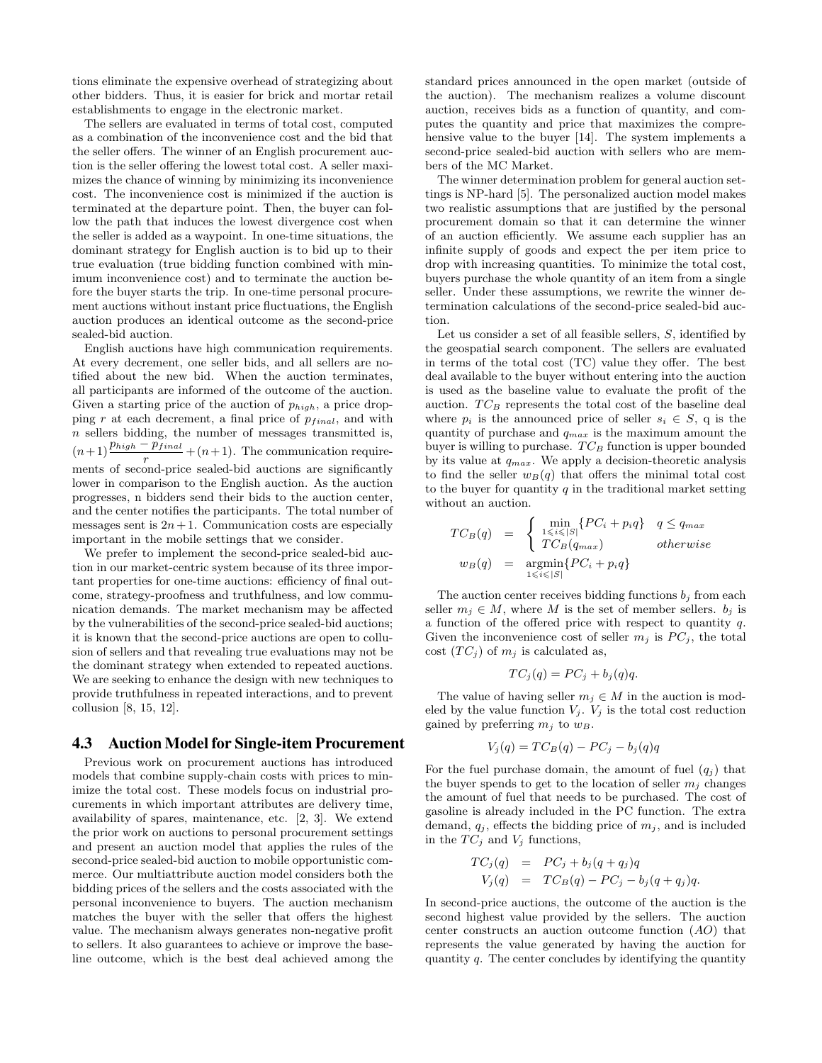tions eliminate the expensive overhead of strategizing about other bidders. Thus, it is easier for brick and mortar retail establishments to engage in the electronic market.

The sellers are evaluated in terms of total cost, computed as a combination of the inconvenience cost and the bid that the seller offers. The winner of an English procurement auction is the seller offering the lowest total cost. A seller maximizes the chance of winning by minimizing its inconvenience cost. The inconvenience cost is minimized if the auction is terminated at the departure point. Then, the buyer can follow the path that induces the lowest divergence cost when the seller is added as a waypoint. In one-time situations, the dominant strategy for English auction is to bid up to their true evaluation (true bidding function combined with minimum inconvenience cost) and to terminate the auction before the buyer starts the trip. In one-time personal procurement auctions without instant price fluctuations, the English auction produces an identical outcome as the second-price sealed-bid auction.

English auctions have high communication requirements. At every decrement, one seller bids, and all sellers are notified about the new bid. When the auction terminates, all participants are informed of the outcome of the auction. Given a starting price of the auction of $p_{high}$, a price dropping $r$ at each decrement, a final price of $p_{final}$, and with $n$ sellers bidding, the number of messages transmitted is, $(n+1)\frac{p_{high} - p_{final}}{r} + (n+1)$. The communication requirements of second-price sealed-bid auctions are significantly lower in comparison to the English auction. As the auction progresses, n bidders send their bids to the auction center, and the center notifies the participants. The total number of messages sent is $2n+1$. Communication costs are especially important in the mobile settings that we consider.

We prefer to implement the second-price sealed-bid auction in our market-centric system because of its three important properties for one-time auctions: efficiency of final outcome, strategy-proofness and truthfulness, and low communication demands. The market mechanism may be affected by the vulnerabilities of the second-price sealed-bid auctions; it is known that the second-price auctions are open to collusion of sellers and that revealing true evaluations may not be the dominant strategy when extended to repeated auctions. We are seeking to enhance the design with new techniques to provide truthfulness in repeated interactions, and to prevent collusion [8, 15, 12].

## 4.3 Auction Model for Single-item Procurement

Previous work on procurement auctions has introduced models that combine supply-chain costs with prices to minimize the total cost. These models focus on industrial procurements in which important attributes are delivery time, availability of spares, maintenance, etc. [2, 3]. We extend the prior work on auctions to personal procurement settings and present an auction model that applies the rules of the second-price sealed-bid auction to mobile opportunistic commerce. Our multiattribute auction model considers both the bidding prices of the sellers and the costs associated with the personal inconvenience to buyers. The auction mechanism matches the buyer with the seller that offers the highest value. The mechanism always generates non-negative profit to sellers. It also guarantees to achieve or improve the baseline outcome, which is the best deal achieved among the standard prices announced in the open market (outside of the auction). The mechanism realizes a volume discount auction, receives bids as a function of quantity, and computes the quantity and price that maximizes the comprehensive value to the buyer [14]. The system implements a second-price sealed-bid auction with sellers who are members of the MC Market.

The winner determination problem for general auction settings is NP-hard [5]. The personalized auction model makes two realistic assumptions that are justified by the personal procurement domain so that it can determine the winner of an auction efficiently. We assume each supplier has an infinite supply of goods and expect the per item price to drop with increasing quantities. To minimize the total cost, buyers purchase the whole quantity of an item from a single seller. Under these assumptions, we rewrite the winner determination calculations of the second-price sealed-bid auction.

Let us consider a set of all feasible sellers, $S$, identified by the geospatial search component. The sellers are evaluated in terms of the total cost (TC) value they offer. The best deal available to the buyer without entering into the auction is used as the baseline value to evaluate the profit of the auction. $TC_B$ represents the total cost of the baseline deal where $p_i$ is the announced price of seller $s_i \in S$, q is the quantity of purchase and $q_{max}$ is the maximum amount the buyer is willing to purchase. $TC_B$ function is upper bounded by its value at $q_{max}$. We apply a decision-theoretic analysis to find the seller $w_B(q)$ that offers the minimal total cost to the buyer for quantity $q$ in the traditional market setting without an auction.

$$
\begin{aligned}
TC_B(q) &= \begin{cases} \min\limits_{1 \leqslant i \leqslant |S|} \{PC_i + p_i q\} & q \leq q_{max} \\ TC_B(q_{max}) & otherwise \end{cases} \\
w_B(q) &= \operatorname*{argmin}_{1 \leqslant i \leqslant |S|} \{PC_i + p_i q\}
\end{aligned}
$$

The auction center receives bidding functions $b_j$ from each seller $m_j \in M$, where $M$ is the set of member sellers. $b_j$ is a function of the offered price with respect to quantity $q$. Given the inconvenience cost of seller $m_j$ is $PC_j$, the total cost ($TC_j$) of $m_j$ is calculated as,

$$TC_j(q) = PC_j + b_j(q)q.$$

The value of having seller $m_j \in M$ in the auction is modeled by the value function $V_j$. $V_j$ is the total cost reduction gained by preferring $m_j$ to $w_B$.

$$V_j(q) = TC_B(q) - PC_j - b_j(q)q$$

For the fuel purchase domain, the amount of fuel ($q_j$) that the buyer spends to get to the location of seller $m_j$ changes the amount of fuel that needs to be purchased. The cost of gasoline is already included in the PC function. The extra demand, $q_j$, effects the bidding price of $m_j$, and is included in the $TC_j$ and $V_j$ functions,

$$
\begin{aligned}
TC_j(q) &= PC_j + b_j(q + q_j)q \\
V_j(q) &= TC_B(q) - PC_j - b_j(q + q_j)q.
\end{aligned}
$$

In second-price auctions, the outcome of the auction is the second highest value provided by the sellers. The auction center constructs an auction outcome function ($AO$) that represents the value generated by having the auction for quantity $q$. The center concludes by identifying the quantity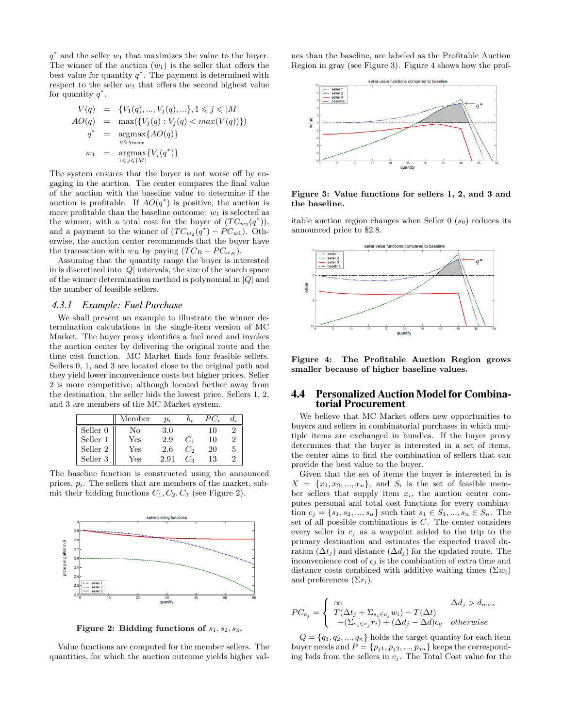$q^*$ and the seller $w_1$ that maximizes the value to the buyer. The winner of the auction ($w_1$) is the seller that offers the best value for quantity $q^*$. The payment is determined with respect to the seller $w_2$ that offers the second highest value for quantity $q^*$.

$$
\begin{aligned}
V(q) &= \{V_1(q), ..., V_j(q), ...\}, 1 \leqslant j \leqslant |M| \\
AO(q) &= \max(\{V_j(q) : V_j(q) < max(V(q))\}) \\
q^* &= \underset{q \leqslant q_{max}}{\operatorname{argmax}}\{AO(q)\} \\
w_1 &= \underset{1 \leqslant j \leqslant |M|}{\operatorname{argmax}}\{V_j(q^*)\}
\end{aligned}
$$

The system ensures that the buyer is not worse off by engaging in the auction. The center compares the final value of the auction with the baseline value to determine if the auction is profitable. If $AO(q^*)$ is positive, the auction is more profitable than the baseline outcome. $w_1$ is selected as the winner, with a total cost for the buyer of $(TC_{w_2}(q^*))$, and a payment to the winner of $(TC_{w_2}(q^*) - PC_{w1})$. Otherwise, the auction center recommends that the buyer have the transaction with $w_B$ by paying $(TC_B - PC_{w_B})$.

Assuming that the quantity range the buyer is interested in is discretized into $|Q|$ intervals, the size of the search space of the winner determination method is polynomial in $|Q|$ and the number of feasible sellers.

### 4.3.1 *Example: Fuel Purchase*

We shall present an example to illustrate the winner determination calculations in the single-item version of MC Market. The buyer proxy identifies a fuel need and invokes the auction center by delivering the original route and the time cost function. MC Market finds four feasible sellers. Sellers 0, 1, and 3 are located close to the original path and they yield lower inconvenience costs but higher prices. Seller 2 is more competitive; although located farther away from the destination, the seller bids the lowest price. Sellers 1, 2, and 3 are members of the MC Market system.

| | Member | $p_i$ | $b_i$ | $PC_i$ | $d_i$ |
|---|---|---|---|---|---|
| Seller 0 | No | 3.0 | | 10 | 2 |
| Seller 1 | Yes | 2.9 | $C_1$ | 10 | 2 |
| Seller 2 | Yes | 2.6 | $C_2$ | 20 | 5 |
| Seller 3 | Yes | 2.91 | $C_3$ | 13 | 2 |

The baseline function is constructed using the announced prices, $p_i$. The sellers that are members of the market, submit their bidding functions $C_1, C_2, C_3$ (see Figure 2).

**Figure 2: Bidding functions of $s_1, s_2, s_3$.**

Value functions are computed for the member sellers. The quantities, for which the auction outcome yields higher values than the baseline, are labeled as the Profitable Auction Region in gray (see Figure 3). Figure 4 shows how the profitable auction region changes when Seller 0 ($s_0$) reduces its announced price to \$2.8.

**Figure 3: Value functions for sellers 1, 2, and 3 and the baseline.**

**Figure 4: The Profitable Auction Region grows smaller because of higher baseline values.**

## 4.4 Personalized Auction Model for Combinatorial Procurement

We believe that MC Market offers new opportunities to buyers and sellers in combinatorial purchases in which multiple items are exchanged in bundles. If the buyer proxy determines that the buyer is interested in a set of items, the center aims to find the combination of sellers that can provide the best value to the buyer.

Given that the set of items the buyer is interested in is $X = \{x_1, x_2, ..., x_n\}$, and $S_i$ is the set of feasible member sellers that supply item $x_i$, the auction center computes personal and total cost functions for every combination $c_j = \{s_1, s_2, ..., s_n\}$ such that $s_1 \in S_1, ..., s_n \in S_n$. The set of all possible combinations is $C$. The center considers every seller in $c_j$ as a waypoint added to the trip to the primary destination and estimates the expected travel duration ($\Delta t_j$) and distance ($\Delta d_j$) for the updated route. The inconvenience cost of $c_j$ is the combination of extra time and distance costs combined with additive waiting times ($\Sigma w_i$) and preferences ($\Sigma r_i$).

$$
PC_{c_j} = \begin{cases} \infty & \Delta d_j > d_{max} \\ T(\Delta t_j + \Sigma_{s_i \in c_j} w_i) - T(\Delta t) & \\ \quad -(\Sigma_{s_i \in c_j} r_i) + (\Delta d_j - \Delta d) c_g & otherwise \end{cases}
$$

$Q = \{q_1, q_2, ..., q_n\}$ holds the target quantity for each item buyer needs and $P = \{p_{j1}, p_{j2}, ..., p_{jn}\}$ keeps the corresponding bids from the sellers in $c_j$. The Total Cost value for the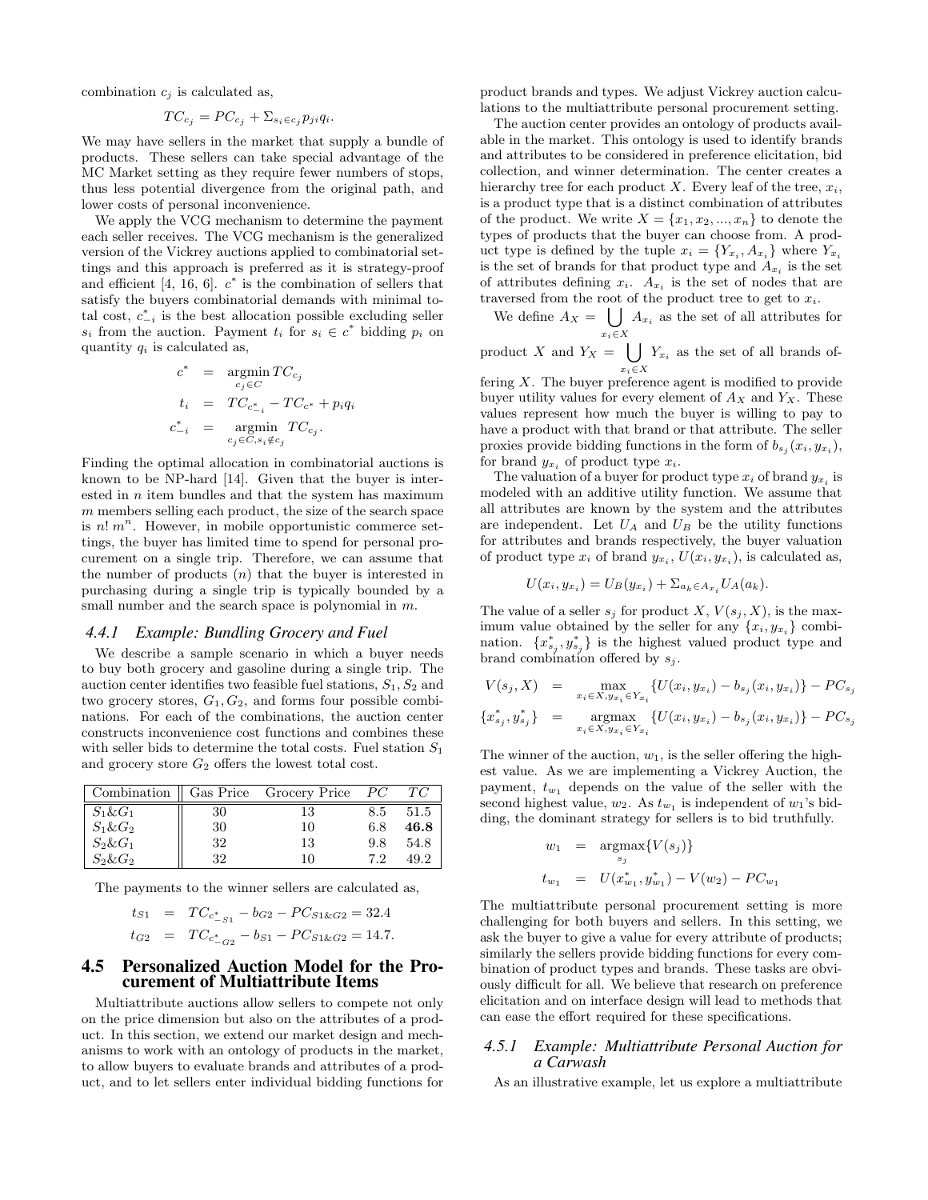combination $c_j$ is calculated as,

$$TC_{c_j} = PC_{c_j} + \Sigma_{s_i \in c_j} p_{ji} q_i.$$

We may have sellers in the market that supply a bundle of products. These sellers can take special advantage of the MC Market setting as they require fewer numbers of stops, thus less potential divergence from the original path, and lower costs of personal inconvenience.

We apply the VCG mechanism to determine the payment each seller receives. The VCG mechanism is the generalized version of the Vickrey auctions applied to combinatorial settings and this approach is preferred as it is strategy-proof and efficient [4, 16, 6]. $c^*$ is the combination of sellers that satisfy the buyers combinatorial demands with minimal total cost, $c^*_{-i}$ is the best allocation possible excluding seller $s_i$ from the auction. Payment $t_i$ for $s_i \in c^*$ bidding $p_i$ on quantity $q_i$ is calculated as,

$$\begin{aligned} c^* &= \underset{c_j \in C}{\operatorname{argmin}}\, TC_{c_j} \\ t_i &= TC_{c^*_{-i}} - TC_{c^*} + p_i q_i \\ c^*_{-i} &= \underset{c_j \in C, s_i \notin c_j}{\operatorname{argmin}}\, TC_{c_j}. \end{aligned}$$

Finding the optimal allocation in combinatorial auctions is known to be NP-hard [14]. Given that the buyer is interested in $n$ item bundles and that the system has maximum $m$ members selling each product, the size of the search space is $n!\, m^n$. However, in mobile opportunistic commerce settings, the buyer has limited time to spend for personal procurement on a single trip. Therefore, we can assume that the number of products ($n$) that the buyer is interested in purchasing during a single trip is typically bounded by a small number and the search space is polynomial in $m$.

#### 4.4.1 Example: Bundling Grocery and Fuel

We describe a sample scenario in which a buyer needs to buy both grocery and gasoline during a single trip. The auction center identifies two feasible fuel stations, $S_1, S_2$ and two grocery stores, $G_1, G_2$, and forms four possible combinations. For each of the combinations, the auction center constructs inconvenience cost functions and combines these with seller bids to determine the total costs. Fuel station $S_1$ and grocery store $G_2$ offers the lowest total cost.

| Combination | Gas Price | Grocery Price | $PC$ | $TC$ |
|---|---|---|---|---|
| $S_1$&$G_1$ | 30 | 13 | 8.5 | 51.5 |
| $S_1$&$G_2$ | 30 | 10 | 6.8 | **46.8** |
| $S_2$&$G_1$ | 32 | 13 | 9.8 | 54.8 |
| $S_2$&$G_2$ | 32 | 10 | 7.2 | 49.2 |

The payments to the winner sellers are calculated as,

$$\begin{aligned} t_{S1} &= TC_{c^*_{-S1}} - b_{G2} - PC_{S1\&G2} = 32.4 \\ t_{G2} &= TC_{c^*_{-G2}} - b_{S1} - PC_{S1\&G2} = 14.7. \end{aligned}$$

### 4.5 Personalized Auction Model for the Procurement of Multiattribute Items

Multiattribute auctions allow sellers to compete not only on the price dimension but also on the attributes of a product. In this section, we extend our market design and mechanisms to work with an ontology of products in the market, to allow buyers to evaluate brands and attributes of a product, and to let sellers enter individual bidding functions for product brands and types. We adjust Vickrey auction calculations to the multiattribute personal procurement setting.

The auction center provides an ontology of products available in the market. This ontology is used to identify brands and attributes to be considered in preference elicitation, bid collection, and winner determination. The center creates a hierarchy tree for each product $X$. Every leaf of the tree, $x_i$, is a product type that is a distinct combination of attributes of the product. We write $X = \{x_1, x_2, ..., x_n\}$ to denote the types of products that the buyer can choose from. A product type is defined by the tuple $x_i = \{Y_{x_i}, A_{x_i}\}$ where $Y_{x_i}$ is the set of brands for that product type and $A_{x_i}$ is the set of attributes defining $x_i$. $A_{x_i}$ is the set of nodes that are traversed from the root of the product tree to get to $x_i$.

We define $A_X = \bigcup_{x_i \in X} A_{x_i}$ as the set of all attributes for product $X$ and $Y_X = \bigcup_{x_i \in X} Y_{x_i}$ as the set of all brands offering $X$. The buyer preference agent is modified to provide buyer utility values for every element of $A_X$ and $Y_X$. These values represent how much the buyer is willing to pay to have a product with that brand or that attribute. The seller proxies provide bidding functions in the form of $b_{s_j}(x_i, y_{x_i})$, for brand $y_{x_i}$ of product type $x_i$.

The valuation of a buyer for product type $x_i$ of brand $y_{x_i}$ is modeled with an additive utility function. We assume that all attributes are known by the system and the attributes are independent. Let $U_A$ and $U_B$ be the utility functions for attributes and brands respectively, the buyer valuation of product type $x_i$ of brand $y_{x_i}$, $U(x_i, y_{x_i})$, is calculated as,

$$U(x_i, y_{x_i}) = U_B(y_{x_i}) + \Sigma_{a_k \in A_{x_i}} U_A(a_k).$$

The value of a seller $s_j$ for product $X$, $V(s_j, X)$, is the maximum value obtained by the seller for any $\{x_i, y_{x_i}\}$ combination. $\{x^*_{s_j}, y^*_{s_j}\}$ is the highest valued product type and brand combination offered by $s_j$.

$$\begin{aligned} V(s_j, X) &= \max_{x_i \in X, y_{x_i} \in Y_{x_i}} \{U(x_i, y_{x_i}) - b_{s_j}(x_i, y_{x_i})\} - PC_{s_j} \\ \{x^*_{s_j}, y^*_{s_j}\} &= \underset{x_i \in X, y_{x_i} \in Y_{x_i}}{\operatorname{argmax}} \{U(x_i, y_{x_i}) - b_{s_j}(x_i, y_{x_i})\} - PC_{s_j} \end{aligned}$$

The winner of the auction, $w_1$, is the seller offering the highest value. As we are implementing a Vickrey Auction, the payment, $t_{w_1}$ depends on the value of the seller with the second highest value, $w_2$. As $t_{w_1}$ is independent of $w_1$'s bidding, the dominant strategy for sellers is to bid truthfully.

$$\begin{aligned} w_1 &= \underset{s_j}{\operatorname{argmax}} \{V(s_j)\} \\ t_{w_1} &= U(x^*_{w_1}, y^*_{w_1}) - V(w_2) - PC_{w_1} \end{aligned}$$

The multiattribute personal procurement setting is more challenging for both buyers and sellers. In this setting, we ask the buyer to give a value for every attribute of products; similarly the sellers provide bidding functions for every combination of product types and brands. These tasks are obviously difficult for all. We believe that research on preference elicitation and on interface design will lead to methods that can ease the effort required for these specifications.

#### 4.5.1 Example: Multiattribute Personal Auction for a Carwash

As an illustrative example, let us explore a multiattribute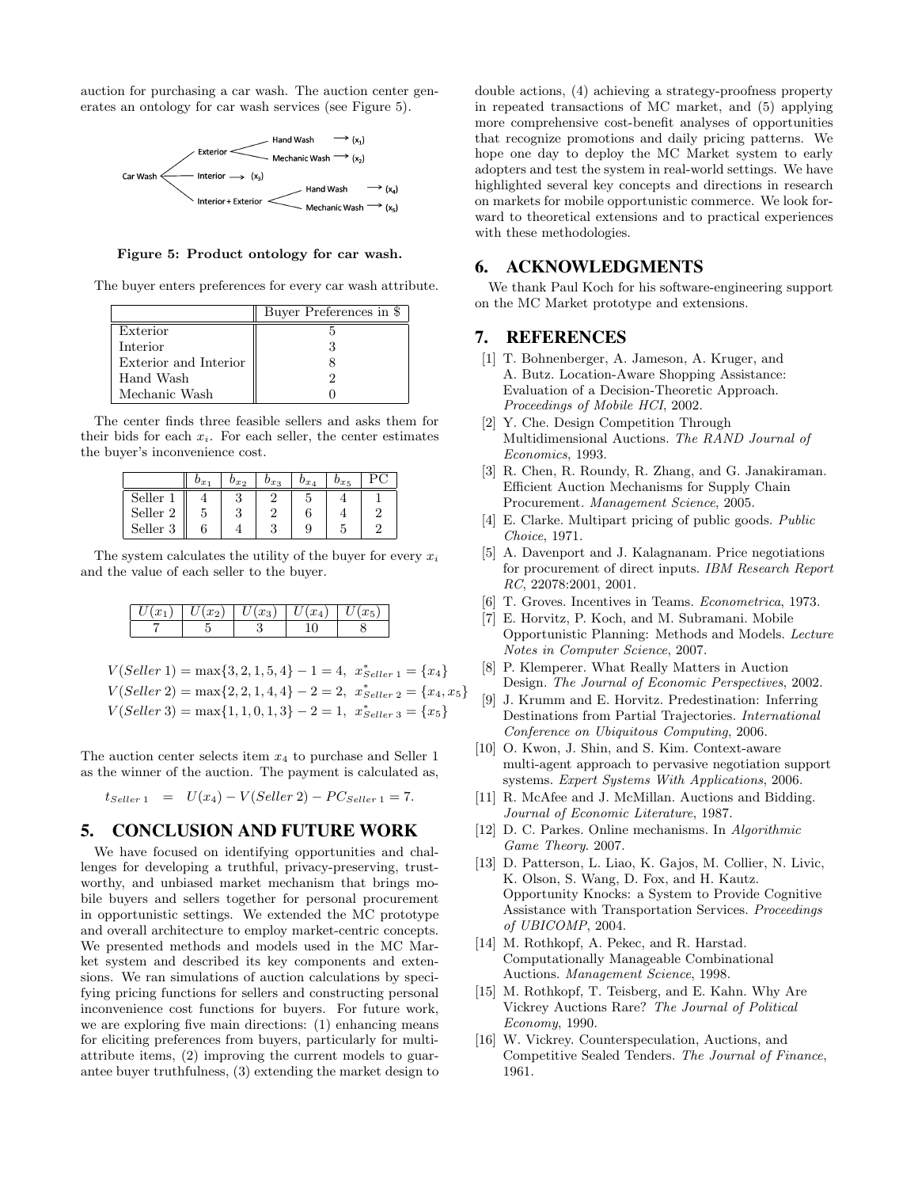auction for purchasing a car wash. The auction center generates an ontology for car wash services (see Figure 5).

Car Wash
Exterior
Hand Wash → ($x_1$)
Mechanic Wash → ($x_2$)
Interior → ($x_3$)
Interior + Exterior
Hand Wash → ($x_4$)
Mechanic Wash → ($x_5$)

**Figure 5: Product ontology for car wash.**

The buyer enters preferences for every car wash attribute.

| | Buyer Preferences in $ |
|---|---|
| Exterior | 5 |
| Interior | 3 |
| Exterior and Interior | 8 |
| Hand Wash | 2 |
| Mechanic Wash | 0 |

The center finds three feasible sellers and asks them for their bids for each $x_i$. For each seller, the center estimates the buyer's inconvenience cost.

| | $b_{x_1}$ | $b_{x_2}$ | $b_{x_3}$ | $b_{x_4}$ | $b_{x_5}$ | PC |
|---|---|---|---|---|---|---|
| Seller 1 | 4 | 3 | 2 | 5 | 4 | 1 |
| Seller 2 | 5 | 3 | 2 | 6 | 4 | 2 |
| Seller 3 | 6 | 4 | 3 | 9 | 5 | 2 |

The system calculates the utility of the buyer for every $x_i$ and the value of each seller to the buyer.

| $U(x_1)$ | $U(x_2)$ | $U(x_3)$ | $U(x_4)$ | $U(x_5)$ |
|---|---|---|---|---|
| 7 | 5 | 3 | 10 | 8 |

$$V(Seller\ 1) = \max\{3, 2, 1, 5, 4\} - 1 = 4,\ x^*_{Seller\ 1} = \{x_4\}$$
$$V(Seller\ 2) = \max\{2, 2, 1, 4, 4\} - 2 = 2,\ x^*_{Seller\ 2} = \{x_4, x_5\}$$
$$V(Seller\ 3) = \max\{1, 1, 0, 1, 3\} - 2 = 1,\ x^*_{Seller\ 3} = \{x_5\}$$

The auction center selects item $x_4$ to purchase and Seller 1 as the winner of the auction. The payment is calculated as,

$$t_{Seller\ 1} \quad = \quad U(x_4) - V(Seller\ 2) - PC_{Seller\ 1} = 7.$$

## 5. CONCLUSION AND FUTURE WORK

We have focused on identifying opportunities and challenges for developing a truthful, privacy-preserving, trustworthy, and unbiased market mechanism that brings mobile buyers and sellers together for personal procurement in opportunistic settings. We extended the MC prototype and overall architecture to employ market-centric concepts. We presented methods and models used in the MC Market system and described its key components and extensions. We ran simulations of auction calculations by specifying pricing functions for sellers and constructing personal inconvenience cost functions for buyers. For future work, we are exploring five main directions: (1) enhancing means for eliciting preferences from buyers, particularly for multi-attribute items, (2) improving the current models to guarantee buyer truthfulness, (3) extending the market design to double actions, (4) achieving a strategy-proofness property in repeated transactions of MC market, and (5) applying more comprehensive cost-benefit analyses of opportunities that recognize promotions and daily pricing patterns. We hope one day to deploy the MC Market system to early adopters and test the system in real-world settings. We have highlighted several key concepts and directions in research on markets for mobile opportunistic commerce. We look forward to theoretical extensions and to practical experiences with these methodologies.

## 6. ACKNOWLEDGMENTS

We thank Paul Koch for his software-engineering support on the MC Market prototype and extensions.

## 7. REFERENCES

[1] T. Bohnenberger, A. Jameson, A. Kruger, and A. Butz. Location-Aware Shopping Assistance: Evaluation of a Decision-Theoretic Approach. *Proceedings of Mobile HCI*, 2002.

[2] Y. Che. Design Competition Through Multidimensional Auctions. *The RAND Journal of Economics*, 1993.

[3] R. Chen, R. Roundy, R. Zhang, and G. Janakiraman. Efficient Auction Mechanisms for Supply Chain Procurement. *Management Science*, 2005.

[4] E. Clarke. Multipart pricing of public goods. *Public Choice*, 1971.

[5] A. Davenport and J. Kalagnanam. Price negotiations for procurement of direct inputs. *IBM Research Report RC*, 22078:2001, 2001.

[6] T. Groves. Incentives in Teams. *Econometrica*, 1973.

[7] E. Horvitz, P. Koch, and M. Subramani. Mobile Opportunistic Planning: Methods and Models. *Lecture Notes in Computer Science*, 2007.

[8] P. Klemperer. What Really Matters in Auction Design. *The Journal of Economic Perspectives*, 2002.

[9] J. Krumm and E. Horvitz. Predestination: Inferring Destinations from Partial Trajectories. *International Conference on Ubiquitous Computing*, 2006.

[10] O. Kwon, J. Shin, and S. Kim. Context-aware multi-agent approach to pervasive negotiation support systems. *Expert Systems With Applications*, 2006.

[11] R. McAfee and J. McMillan. Auctions and Bidding. *Journal of Economic Literature*, 1987.

[12] D. C. Parkes. Online mechanisms. In *Algorithmic Game Theory*. 2007.

[13] D. Patterson, L. Liao, K. Gajos, M. Collier, N. Livic, K. Olson, S. Wang, D. Fox, and H. Kautz. Opportunity Knocks: a System to Provide Cognitive Assistance with Transportation Services. *Proceedings of UBICOMP*, 2004.

[14] M. Rothkopf, A. Pekec, and R. Harstad. Computationally Manageable Combinational Auctions. *Management Science*, 1998.

[15] M. Rothkopf, T. Teisberg, and E. Kahn. Why Are Vickrey Auctions Rare? *The Journal of Political Economy*, 1990.

[16] W. Vickrey. Counterspeculation, Auctions, and Competitive Sealed Tenders. *The Journal of Finance*, 1961.